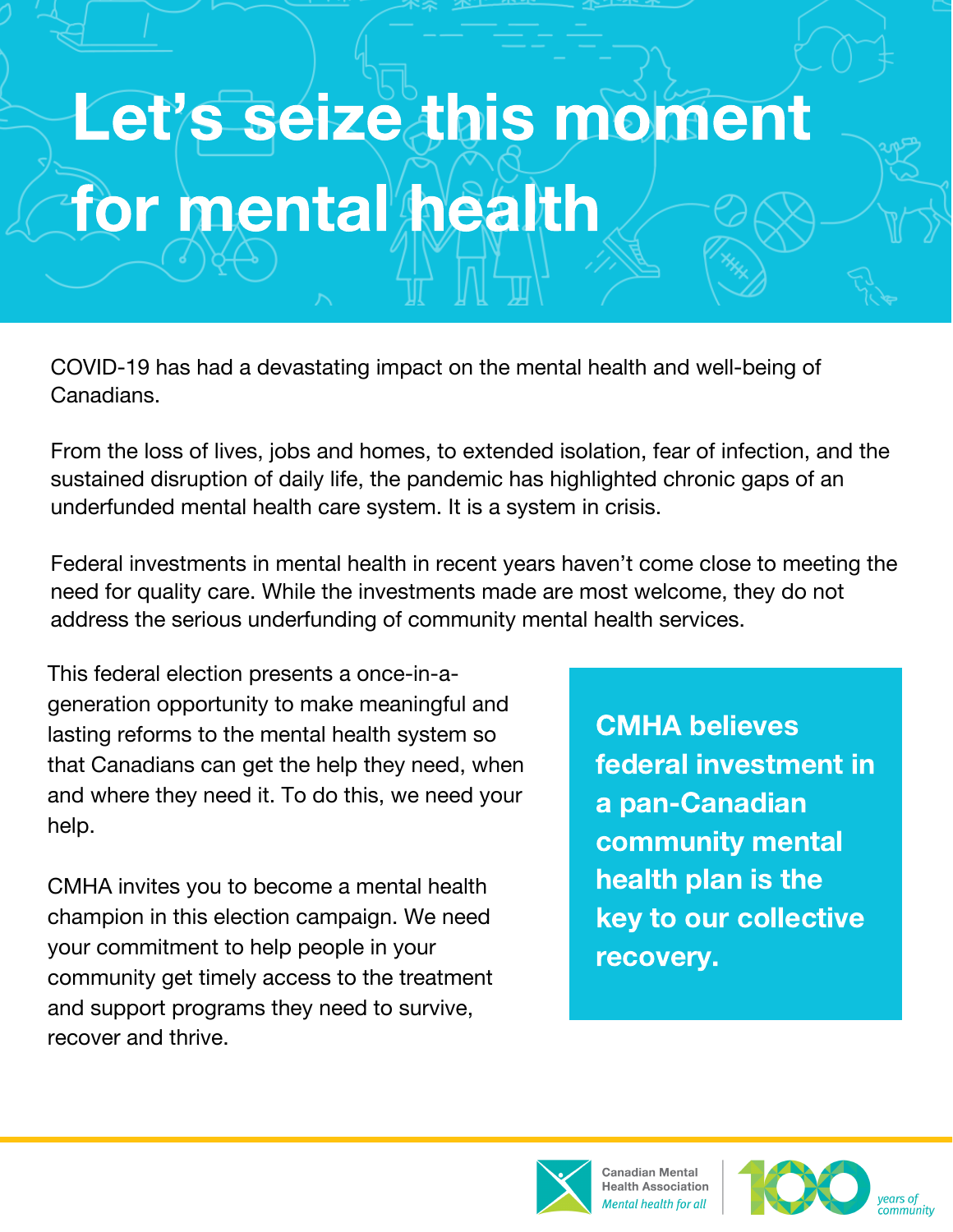# Let's seize this moment for mental health

COVID-19 has had a devastating impact on the mental health and well-being of Canadians.

From the loss of lives, jobs and homes, to extended isolation, fear of infection, and the sustained disruption of daily life, the pandemic has highlighted chronic gaps of an underfunded mental health care system. It is a system in crisis.

Federal investments in mental health in recent years haven't come close to meeting the need for quality care. While the investments made are most welcome, they do not address the serious underfunding of community mental health services.

This federal election presents a once-in-a-generation opportunity to make meaningful and lasting reforms to the mental health system so that Canadians can get the help they need, when and where they need it. To do this, we need your help.

CMHA invites you to become a mental health champion in this election campaign. We need your commitment to help people in your community get timely access to the treatment and support programs they need to survive, recover and thrive.

**CMHA believes federal investment in a pan-Canadian community mental health plan is the key to our collective recovery.**

Canadian Mental Health Association
*Mental health for all*

100 *years of community*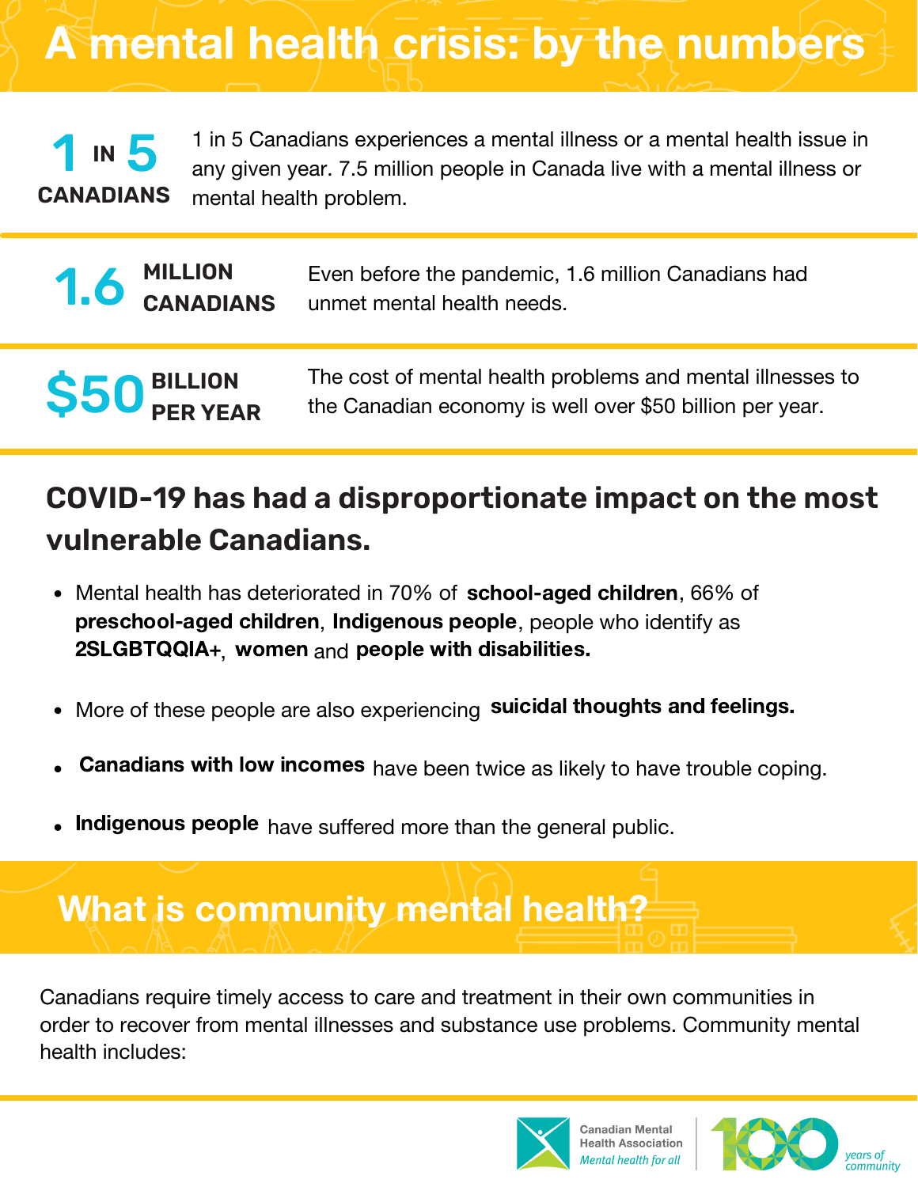# A mental health crisis: by the numbers

**1 IN 5 CANADIANS**

1 in 5 Canadians experiences a mental illness or a mental health issue in any given year. 7.5 million people in Canada live with a mental illness or mental health problem.

**1.6 MILLION CANADIANS**

Even before the pandemic, 1.6 million Canadians had unmet mental health needs.

**$50 BILLION PER YEAR**

The cost of mental health problems and mental illnesses to the Canadian economy is well over $50 billion per year.

## COVID-19 has had a disproportionate impact on the most vulnerable Canadians.

- Mental health has deteriorated in 70% of **school-aged children**, 66% of **preschool-aged children**, **Indigenous people**, people who identify as **2SLGBTQQIA+**, **women** and **people with disabilities.**
- More of these people are also experiencing **suicidal thoughts and feelings.**
- **Canadians with low incomes** have been twice as likely to have trouble coping.
- **Indigenous people** have suffered more than the general public.

# What is community mental health?

Canadians require timely access to care and treatment in their own communities in order to recover from mental illnesses and substance use problems. Community mental health includes:

Canadian Mental Health Association
*Mental health for all*

100 *years of community*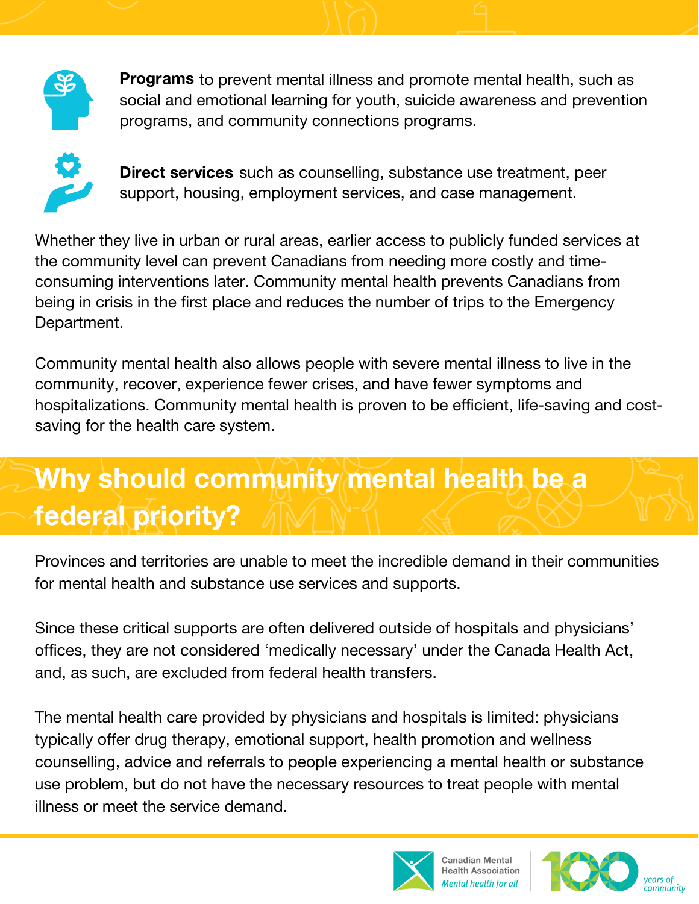**Programs** to prevent mental illness and promote mental health, such as social and emotional learning for youth, suicide awareness and prevention programs, and community connections programs.

**Direct services** such as counselling, substance use treatment, peer support, housing, employment services, and case management.

Whether they live in urban or rural areas, earlier access to publicly funded services at the community level can prevent Canadians from needing more costly and time-consuming interventions later. Community mental health prevents Canadians from being in crisis in the first place and reduces the number of trips to the Emergency Department.

Community mental health also allows people with severe mental illness to live in the community, recover, experience fewer crises, and have fewer symptoms and hospitalizations. Community mental health is proven to be efficient, life-saving and cost-saving for the health care system.

## Why should community mental health be a federal priority?

Provinces and territories are unable to meet the incredible demand in their communities for mental health and substance use services and supports.

Since these critical supports are often delivered outside of hospitals and physicians' offices, they are not considered 'medically necessary' under the Canada Health Act, and, as such, are excluded from federal health transfers.

The mental health care provided by physicians and hospitals is limited: physicians typically offer drug therapy, emotional support, health promotion and wellness counselling, advice and referrals to people experiencing a mental health or substance use problem, but do not have the necessary resources to treat people with mental illness or meet the service demand.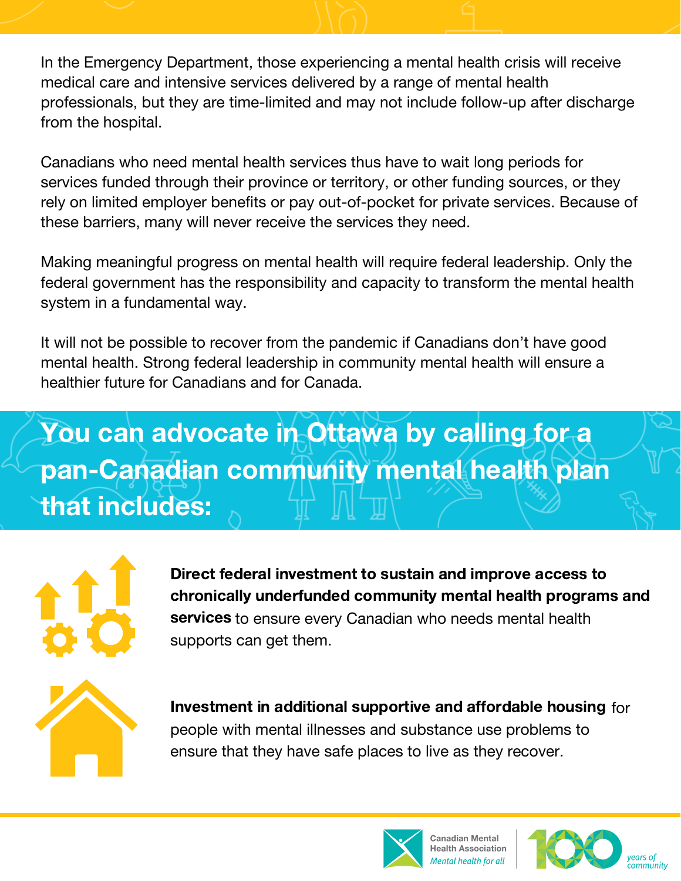In the Emergency Department, those experiencing a mental health crisis will receive medical care and intensive services delivered by a range of mental health professionals, but they are time-limited and may not include follow-up after discharge from the hospital.

Canadians who need mental health services thus have to wait long periods for services funded through their province or territory, or other funding sources, or they rely on limited employer benefits or pay out-of-pocket for private services. Because of these barriers, many will never receive the services they need.

Making meaningful progress on mental health will require federal leadership. Only the federal government has the responsibility and capacity to transform the mental health system in a fundamental way.

It will not be possible to recover from the pandemic if Canadians don't have good mental health. Strong federal leadership in community mental health will ensure a healthier future for Canadians and for Canada.

## You can advocate in Ottawa by calling for a pan-Canadian community mental health plan that includes:

**Direct federal investment to sustain and improve access to chronically underfunded community mental health programs and services** to ensure every Canadian who needs mental health supports can get them.

**Investment in additional supportive and affordable housing** for people with mental illnesses and substance use problems to ensure that they have safe places to live as they recover.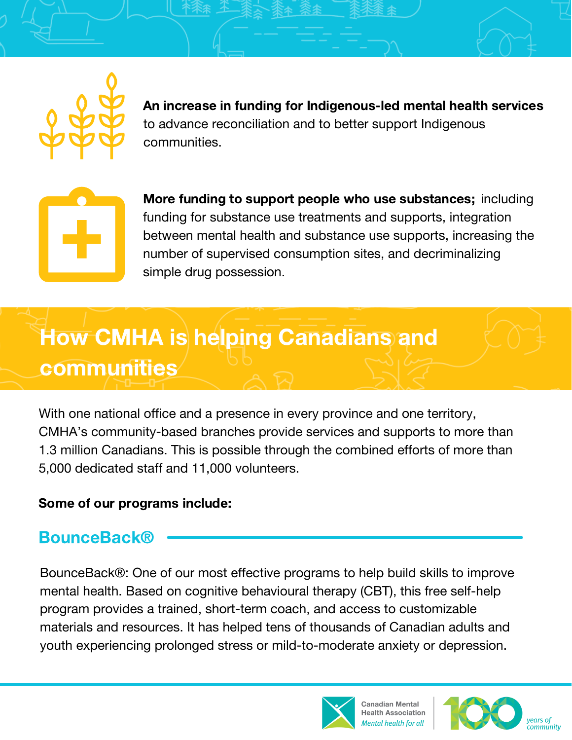**An increase in funding for Indigenous-led mental health services** to advance reconciliation and to better support Indigenous communities.

**More funding to support people who use substances;** including funding for substance use treatments and supports, integration between mental health and substance use supports, increasing the number of supervised consumption sites, and decriminalizing simple drug possession.

## How CMHA is helping Canadians and communities

With one national office and a presence in every province and one territory, CMHA's community-based branches provide services and supports to more than 1.3 million Canadians. This is possible through the combined efforts of more than 5,000 dedicated staff and 11,000 volunteers.

**Some of our programs include:**

### BounceBack®

BounceBack®: One of our most effective programs to help build skills to improve mental health. Based on cognitive behavioural therapy (CBT), this free self-help program provides a trained, short-term coach, and access to customizable materials and resources. It has helped tens of thousands of Canadian adults and youth experiencing prolonged stress or mild-to-moderate anxiety or depression.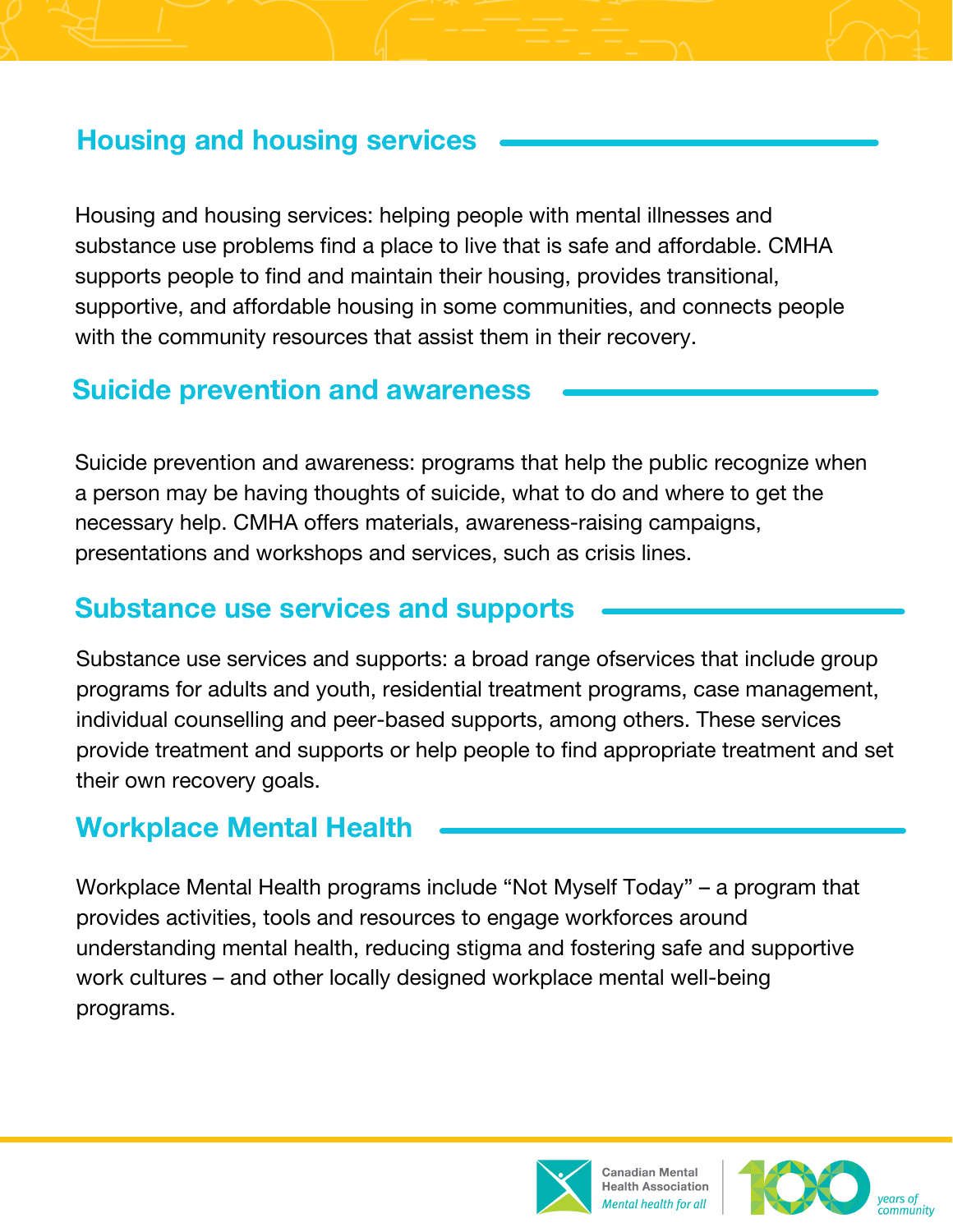## Housing and housing services

Housing and housing services: helping people with mental illnesses and substance use problems find a place to live that is safe and affordable. CMHA supports people to find and maintain their housing, provides transitional, supportive, and affordable housing in some communities, and connects people with the community resources that assist them in their recovery.

## Suicide prevention and awareness

Suicide prevention and awareness: programs that help the public recognize when a person may be having thoughts of suicide, what to do and where to get the necessary help. CMHA offers materials, awareness-raising campaigns, presentations and workshops and services, such as crisis lines.

## Substance use services and supports

Substance use services and supports: a broad range ofservices that include group programs for adults and youth, residential treatment programs, case management, individual counselling and peer-based supports, among others. These services provide treatment and supports or help people to find appropriate treatment and set their own recovery goals.

## Workplace Mental Health

Workplace Mental Health programs include “Not Myself Today” – a program that provides activities, tools and resources to engage workforces around understanding mental health, reducing stigma and fostering safe and supportive work cultures – and other locally designed workplace mental well-being programs.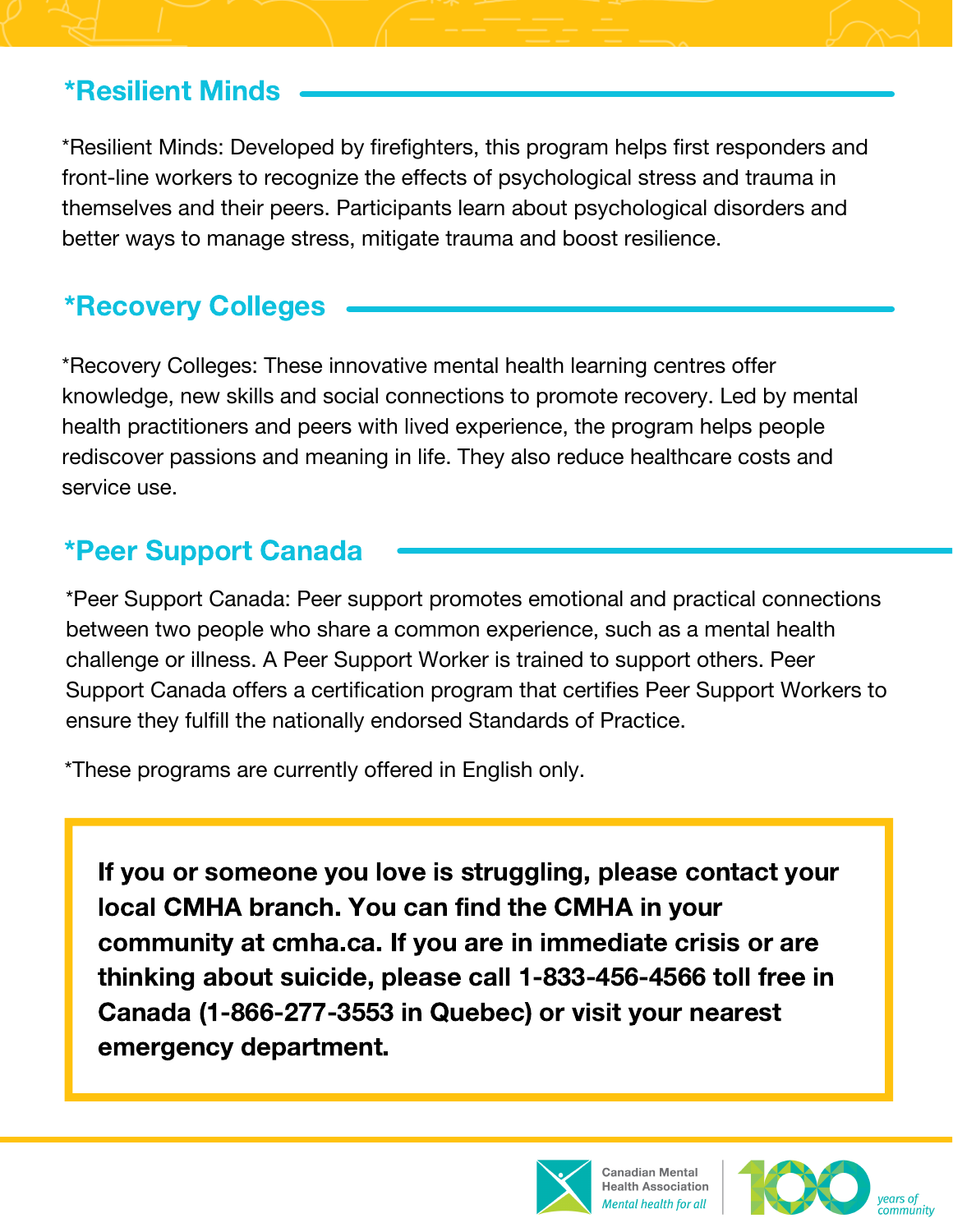## *Resilient Minds

*Resilient Minds: Developed by firefighters, this program helps first responders and front-line workers to recognize the effects of psychological stress and trauma in themselves and their peers. Participants learn about psychological disorders and better ways to manage stress, mitigate trauma and boost resilience.

## *Recovery Colleges

*Recovery Colleges: These innovative mental health learning centres offer knowledge, new skills and social connections to promote recovery. Led by mental health practitioners and peers with lived experience, the program helps people rediscover passions and meaning in life. They also reduce healthcare costs and service use.

## *Peer Support Canada

*Peer Support Canada: Peer support promotes emotional and practical connections between two people who share a common experience, such as a mental health challenge or illness. A Peer Support Worker is trained to support others. Peer Support Canada offers a certification program that certifies Peer Support Workers to ensure they fulfill the nationally endorsed Standards of Practice.

*These programs are currently offered in English only.

**If you or someone you love is struggling, please contact your local CMHA branch. You can find the CMHA in your community at cmha.ca. If you are in immediate crisis or are thinking about suicide, please call 1-833-456-4566 toll free in Canada (1-866-277-3553 in Quebec) or visit your nearest emergency department.**

Canadian Mental Health Association
*Mental health for all*

100 *years of community*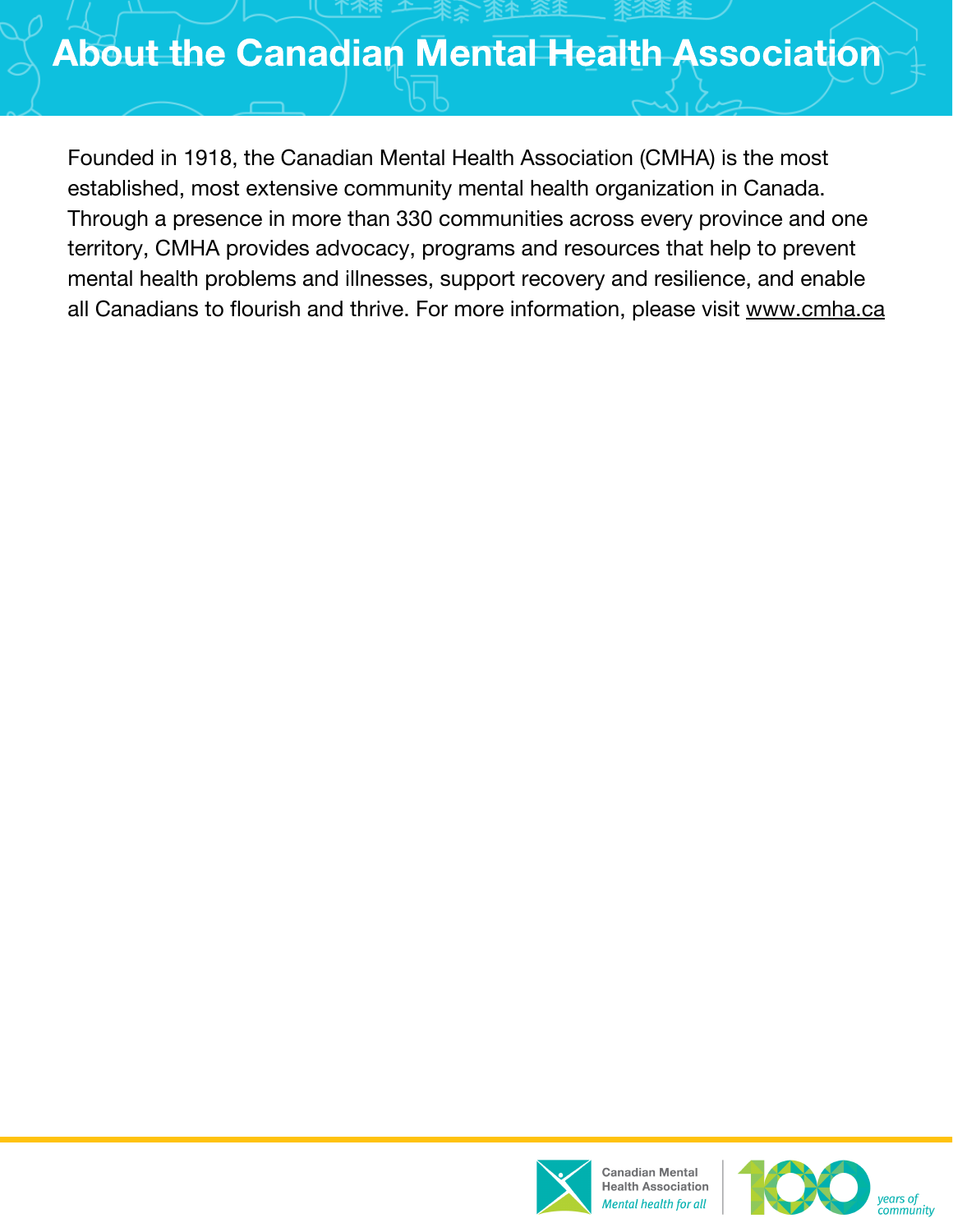# About the Canadian Mental Health Association

Founded in 1918, the Canadian Mental Health Association (CMHA) is the most established, most extensive community mental health organization in Canada. Through a presence in more than 330 communities across every province and one territory, CMHA provides advocacy, programs and resources that help to prevent mental health problems and illnesses, support recovery and resilience, and enable all Canadians to flourish and thrive. For more information, please visit www.cmha.ca

Canadian Mental Health Association
*Mental health for all*

100 *years of community*